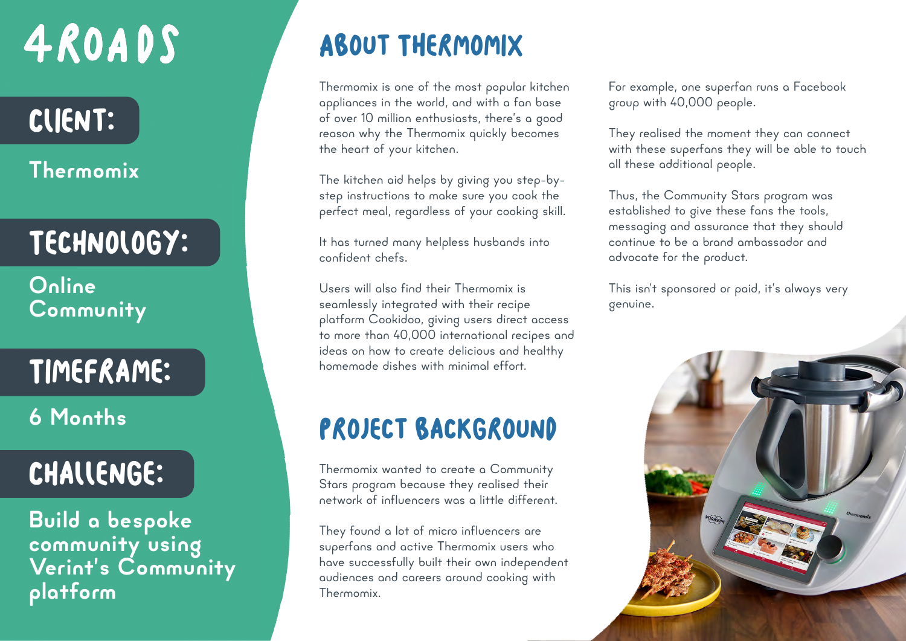# 4ROADS

## CLIENT:

**Thermomix**

## TECHNOLOGY:

**Online Community**

## TIMEFRAME:

**6 Months**

## CHALLENGE:

**Build a bespoke community using Verint's Community platform**

## ABOUT THERMOMIX

Thermomix is one of the most popular kitchen appliances in the world, and with a fan base of over 10 million enthusiasts, there's a good reason why the Thermomix quickly becomes the heart of your kitchen.

The kitchen aid helps by giving you step-by-step instructions to make sure you cook the perfect meal, regardless of your cooking skill.

It has turned many helpless husbands into confident chefs.

Users will also find their Thermomix is seamlessly integrated with their recipe platform Cookidoo, giving users direct access to more than 40,000 international recipes and ideas on how to create delicious and healthy homemade dishes with minimal effort.

## PROJECT BACKGROUND

Thermomix wanted to create a Community Stars program because they realised their network of influencers was a little different.

They found a lot of micro influencers are superfans and active Thermomix users who have successfully built their own independent audiences and careers around cooking with Thermomix.

For example, one superfan runs a Facebook group with 40,000 people.

They realised the moment they can connect with these superfans they will be able to touch all these additional people.

Thus, the Community Stars program was established to give these fans the tools, messaging and assurance that they should continue to be a brand ambassador and advocate for the product.

This isn't sponsored or paid, it's always very genuine.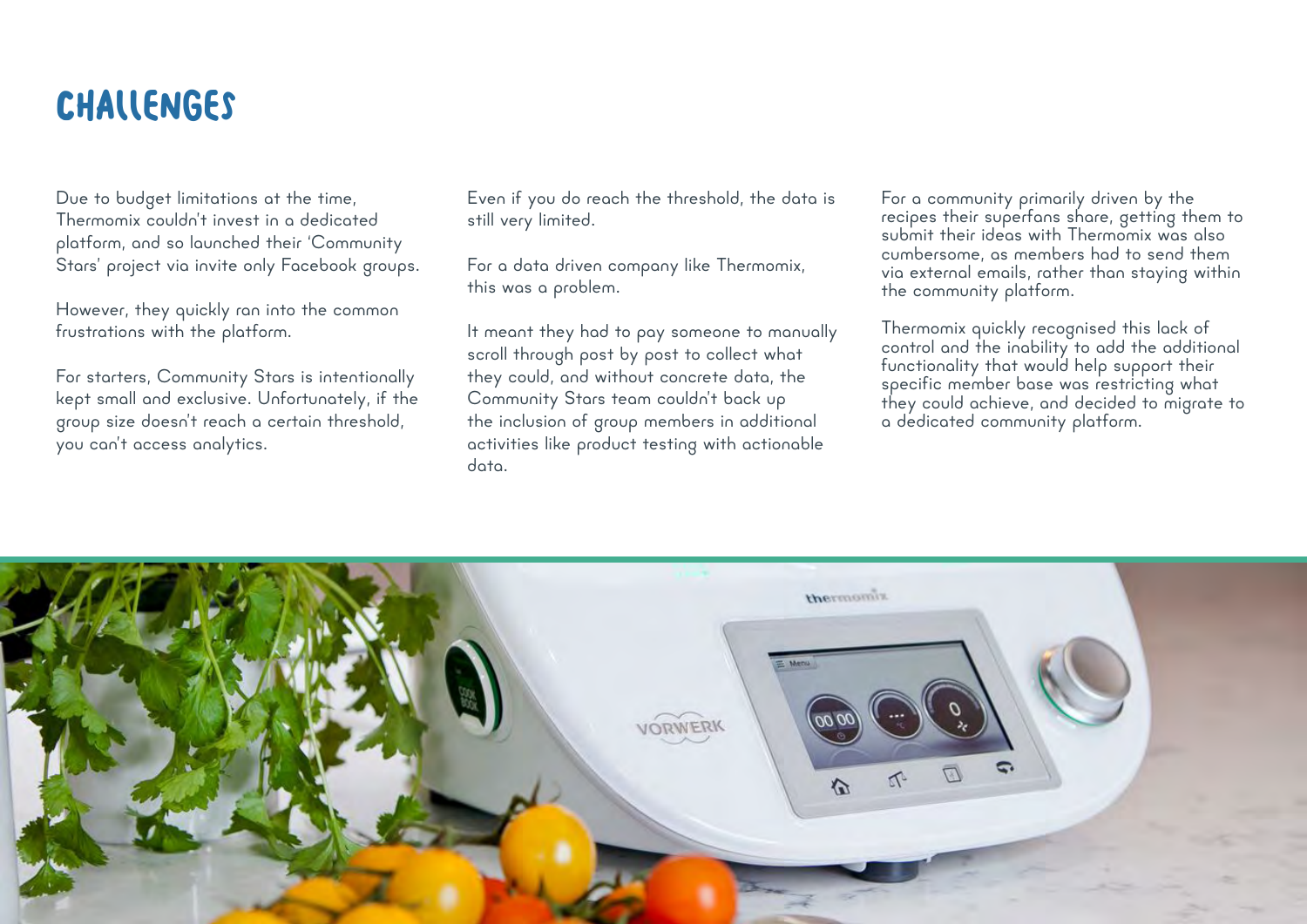# CHALLENGES

Due to budget limitations at the time, Thermomix couldn't invest in a dedicated platform, and so launched their 'Community Stars' project via invite only Facebook groups.

However, they quickly ran into the common frustrations with the platform.

For starters, Community Stars is intentionally kept small and exclusive. Unfortunately, if the group size doesn't reach a certain threshold, you can't access analytics.

Even if you do reach the threshold, the data is still very limited.

For a data driven company like Thermomix, this was a problem.

It meant they had to pay someone to manually scroll through post by post to collect what they could, and without concrete data, the Community Stars team couldn't back up the inclusion of group members in additional activities like product testing with actionable data.

For a community primarily driven by the recipes their superfans share, getting them to submit their ideas with Thermomix was also cumbersome, as members had to send them via external emails, rather than staying within the community platform.

Thermomix quickly recognised this lack of control and the inability to add the additional functionality that would help support their specific member base was restricting what they could achieve, and decided to migrate to a dedicated community platform.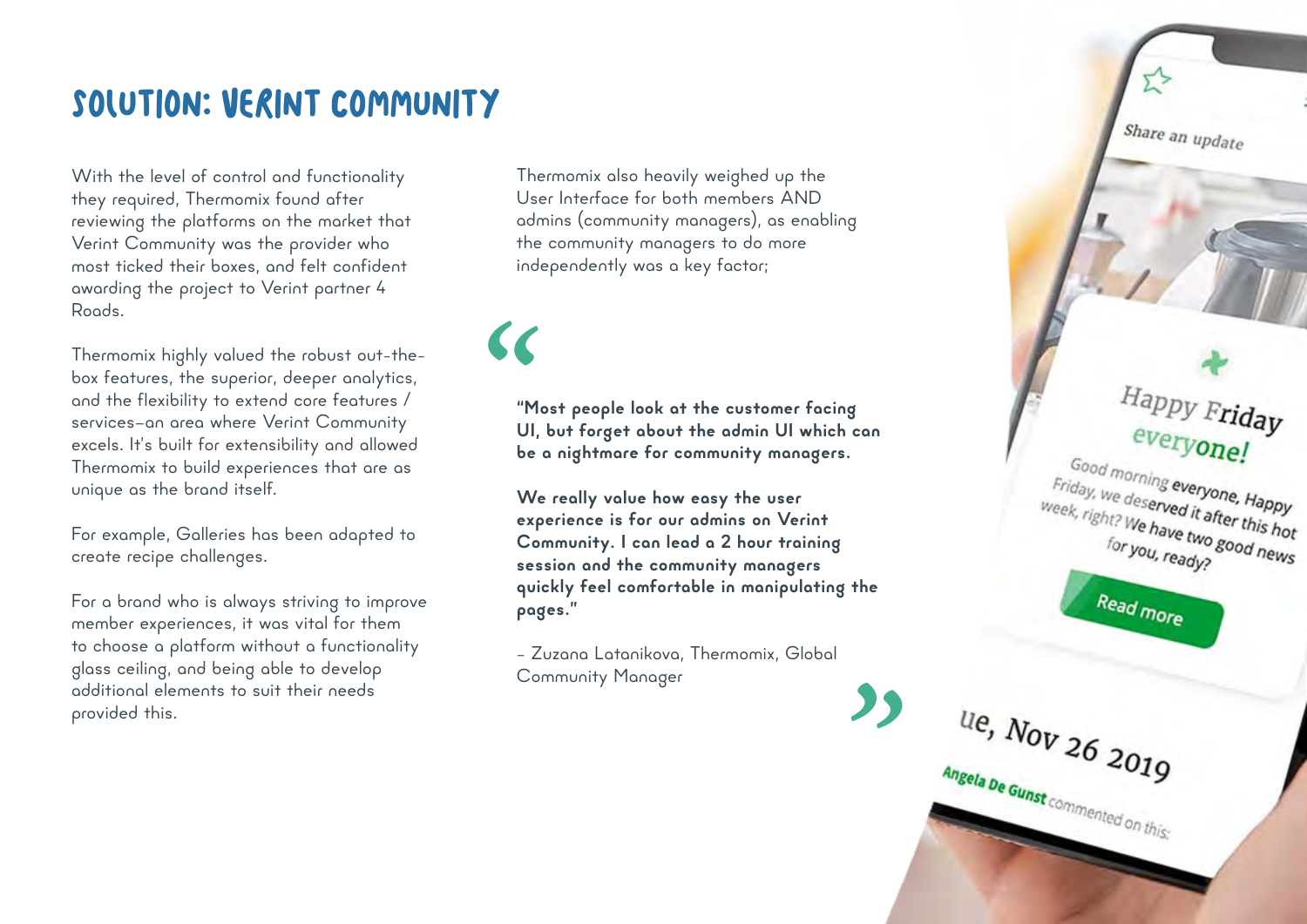# SOLUTION: VERINT COMMUNITY

With the level of control and functionality they required, Thermomix found after reviewing the platforms on the market that Verint Community was the provider who most ticked their boxes, and felt confident awarding the project to Verint partner 4 Roads.

Thermomix highly valued the robust out-the-box features, the superior, deeper analytics, and the flexibility to extend core features / services–an area where Verint Community excels. It's built for extensibility and allowed Thermomix to build experiences that are as unique as the brand itself.

For example, Galleries has been adapted to create recipe challenges.

For a brand who is always striving to improve member experiences, it was vital for them to choose a platform without a functionality glass ceiling, and being able to develop additional elements to suit their needs provided this.

Thermomix also heavily weighed up the User Interface for both members AND admins (community managers), as enabling the community managers to do more independently was a key factor;

> **"Most people look at the customer facing UI, but forget about the admin UI which can be a nightmare for community managers.**
>
> **We really value how easy the user experience is for our admins on Verint Community. I can lead a 2 hour training session and the community managers quickly feel comfortable in manipulating the pages."**
>
> – Zuzana Latanikova, Thermomix, Global Community Manager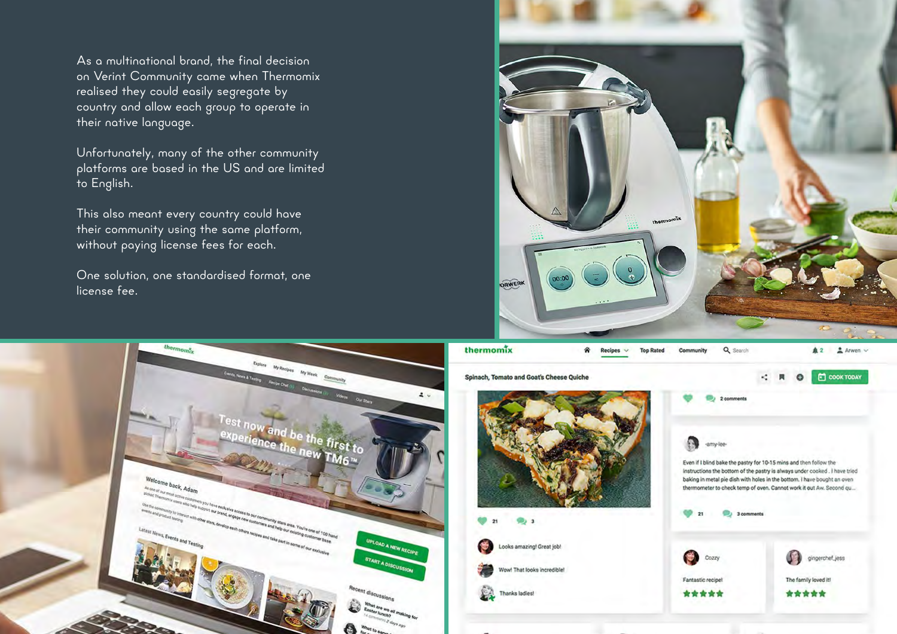As a multinational brand, the final decision on Verint Community came when Thermomix realised they could easily segregate by country and allow each group to operate in their native language.

Unfortunately, many of the other community platforms are based in the US and are limited to English.

This also meant every country could have their community using the same platform, without paying license fees for each.

One solution, one standardised format, one license fee.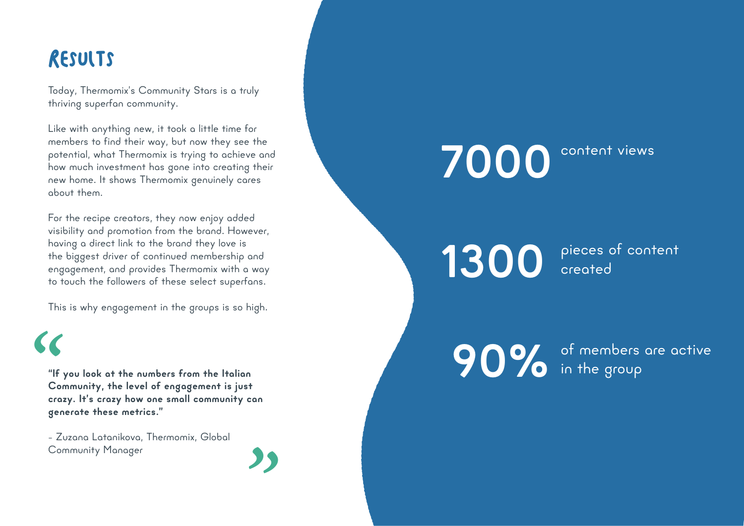# Results

Today, Thermomix's Community Stars is a truly thriving superfan community.

Like with anything new, it took a little time for members to find their way, but now they see the potential, what Thermomix is trying to achieve and how much investment has gone into creating their new home. It shows Thermomix genuinely cares about them.

For the recipe creators, they now enjoy added visibility and promotion from the brand. However, having a direct link to the brand they love is the biggest driver of continued membership and engagement, and provides Thermomix with a way to touch the followers of these select superfans.

This is why engagement in the groups is so high.

> **"If you look at the numbers from the Italian Community, the level of engagement is just crazy. It's crazy how one small community can generate these metrics."**
>
> - Zuzana Latanikova, Thermomix, Global Community Manager

**7000** content views

**1300** pieces of content created

**90%** of members are active in the group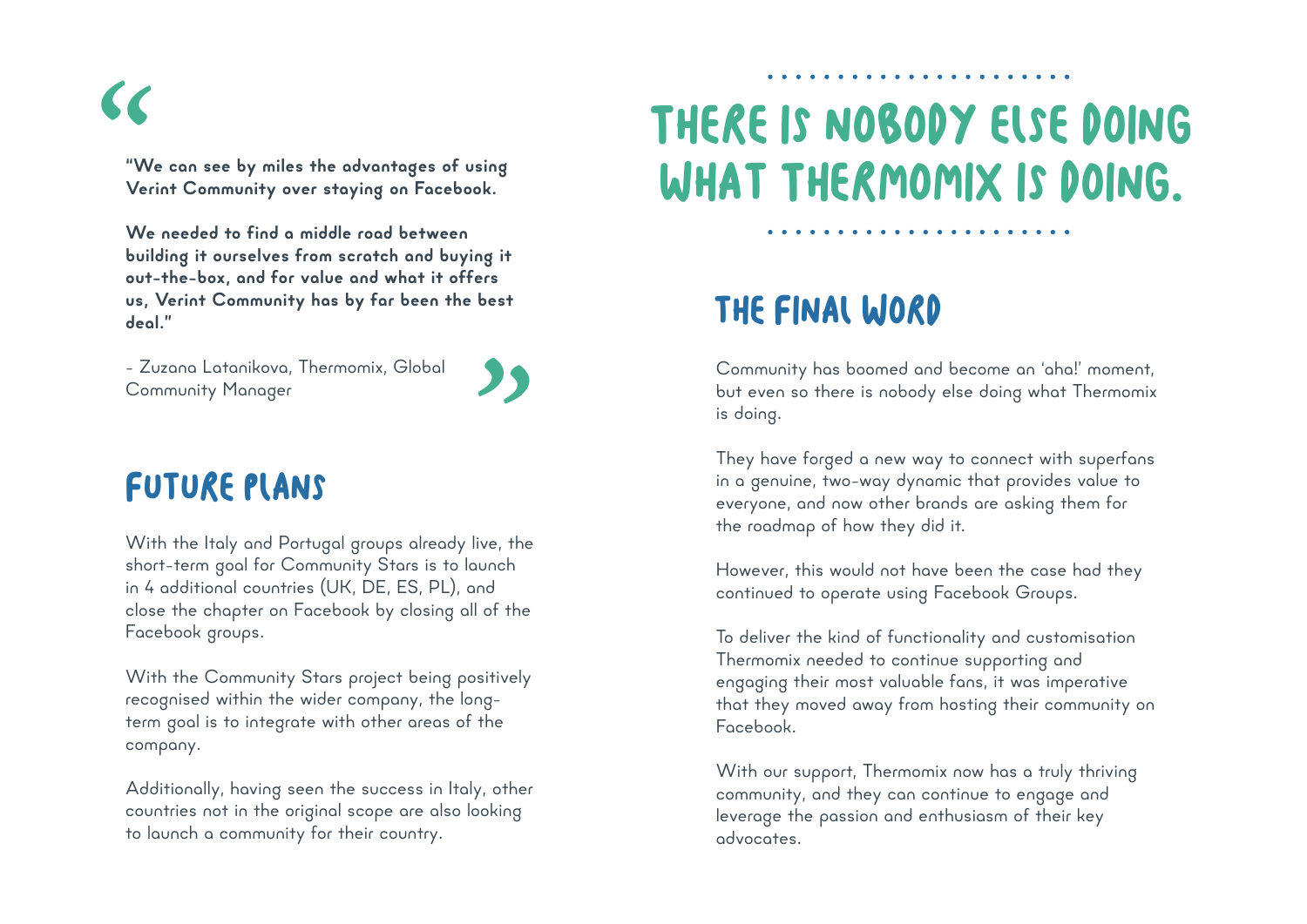> **"We can see by miles the advantages of using Verint Community over staying on Facebook.**
>
> **We needed to find a middle road between building it ourselves from scratch and buying it out-the-box, and for value and what it offers us, Verint Community has by far been the best deal."**
>
> \- Zuzana Latanikova, Thermomix, Global Community Manager

## FUTURE PLANS

With the Italy and Portugal groups already live, the short-term goal for Community Stars is to launch in 4 additional countries (UK, DE, ES, PL), and close the chapter on Facebook by closing all of the Facebook groups.

With the Community Stars project being positively recognised within the wider company, the long-term goal is to integrate with other areas of the company.

Additionally, having seen the success in Italy, other countries not in the original scope are also looking to launch a community for their country.

# THERE IS NOBODY ELSE DOING WHAT THERMOMIX IS DOING.

## THE FINAL WORD

Community has boomed and become an 'aha!' moment, but even so there is nobody else doing what Thermomix is doing.

They have forged a new way to connect with superfans in a genuine, two-way dynamic that provides value to everyone, and now other brands are asking them for the roadmap of how they did it.

However, this would not have been the case had they continued to operate using Facebook Groups.

To deliver the kind of functionality and customisation Thermomix needed to continue supporting and engaging their most valuable fans, it was imperative that they moved away from hosting their community on Facebook.

With our support, Thermomix now has a truly thriving community, and they can continue to engage and leverage the passion and enthusiasm of their key advocates.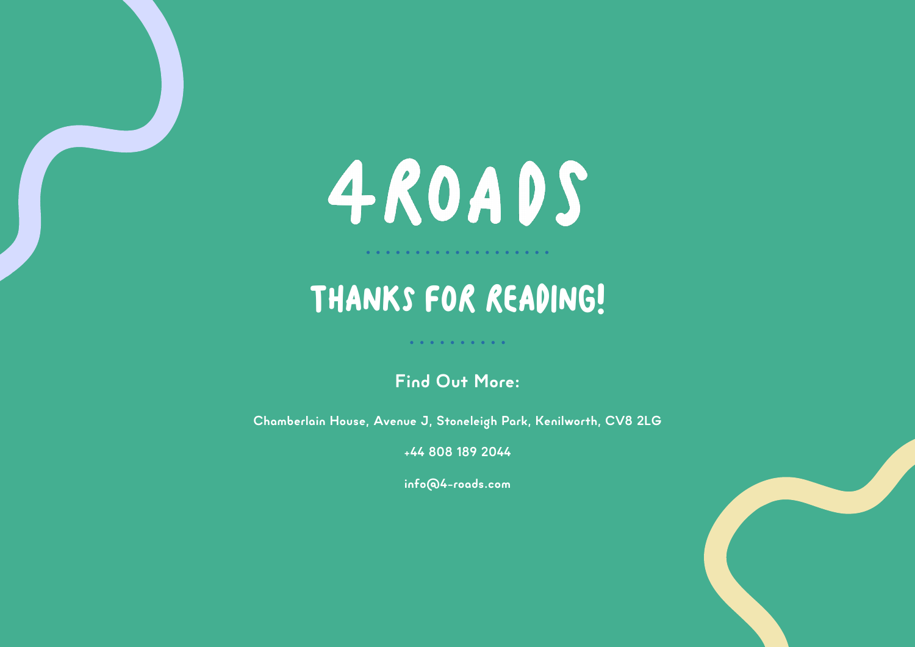# 4ROADS

## THANKS FOR READING!

**Find Out More:**

Chamberlain House, Avenue J, Stoneleigh Park, Kenilworth, CV8 2LG

+44 808 189 2044

info@4-roads.com